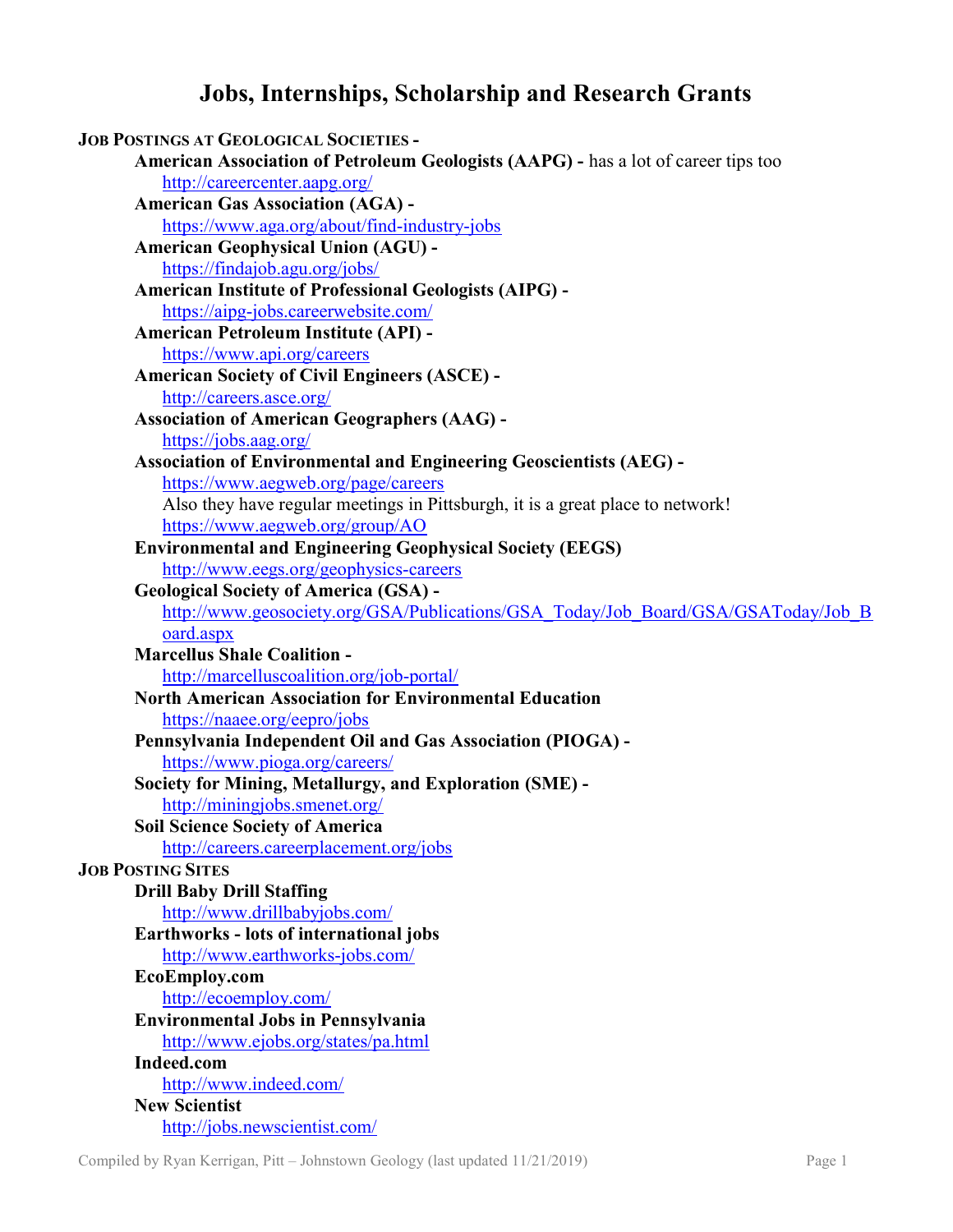# Jobs, Internships, Scholarship and Research Grants

## Job Postings at Geological Societies -

- **American Association of Petroleum Geologists (AAPG) -** has a lot of career tips too
  - http://careercenter.aapg.org/
- **American Gas Association (AGA) -**
  - https://www.aga.org/about/find-industry-jobs
- **American Geophysical Union (AGU) -**
  - https://findajob.agu.org/jobs/
- **American Institute of Professional Geologists (AIPG) -**
  - https://aipg-jobs.careerwebsite.com/
- **American Petroleum Institute (API) -**
  - https://www.api.org/careers
- **American Society of Civil Engineers (ASCE) -**
  - http://careers.asce.org/
- **Association of American Geographers (AAG) -**
  - https://jobs.aag.org/
- **Association of Environmental and Engineering Geoscientists (AEG) -**
  - https://www.aegweb.org/page/careers
  - Also they have regular meetings in Pittsburgh, it is a great place to network!
  - https://www.aegweb.org/group/AO
- **Environmental and Engineering Geophysical Society (EEGS)**
  - http://www.eegs.org/geophysics-careers
- **Geological Society of America (GSA) -**
  - http://www.geosociety.org/GSA/Publications/GSA_Today/Job_Board/GSA/GSAToday/Job_Board.aspx
- **Marcellus Shale Coalition -**
  - http://marcelluscoalition.org/job-portal/
- **North American Association for Environmental Education**
  - https://naaee.org/eepro/jobs
- **Pennsylvania Independent Oil and Gas Association (PIOGA) -**
  - https://www.pioga.org/careers/
- **Society for Mining, Metallurgy, and Exploration (SME) -**
  - http://miningjobs.smenet.org/
- **Soil Science Society of America**
  - http://careers.careerplacement.org/jobs

## Job Posting Sites

- **Drill Baby Drill Staffing**
  - http://www.drillbabyjobs.com/
- **Earthworks - lots of international jobs**
  - http://www.earthworks-jobs.com/
- **EcoEmploy.com**
  - http://ecoemploy.com/
- **Environmental Jobs in Pennsylvania**
  - http://www.ejobs.org/states/pa.html
- **Indeed.com**
  - http://www.indeed.com/
- **New Scientist**
  - http://jobs.newscientist.com/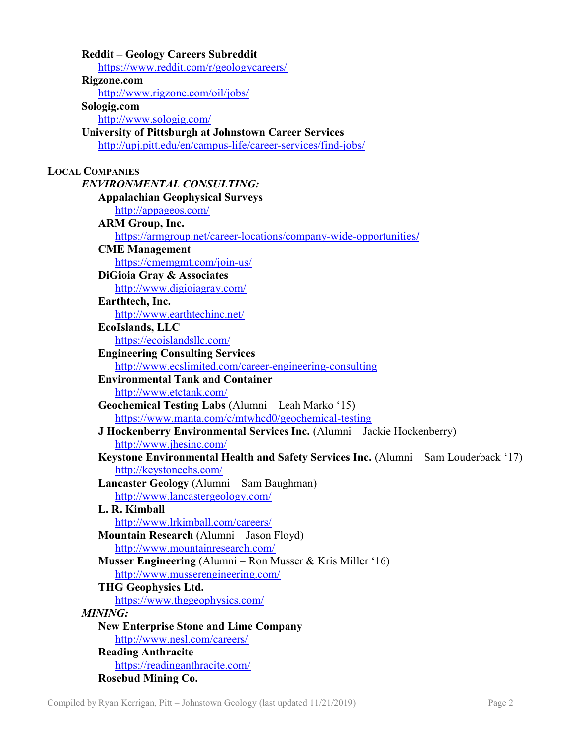**Reddit – Geology Careers Subreddit**
https://www.reddit.com/r/geologycareers/

**Rigzone.com**
http://www.rigzone.com/oil/jobs/

**Sologig.com**
http://www.sologig.com/

**University of Pittsburgh at Johnstown Career Services**
http://upj.pitt.edu/en/campus-life/career-services/find-jobs/

## LOCAL COMPANIES

*ENVIRONMENTAL CONSULTING:*

**Appalachian Geophysical Surveys**
http://appageos.com/

**ARM Group, Inc.**
https://armgroup.net/career-locations/company-wide-opportunities/

**CME Management**
https://cmemgmt.com/join-us/

**DiGioia Gray & Associates**
http://www.digioiagray.com/

**Earthtech, Inc.**
http://www.earthtechinc.net/

**EcoIslands, LLC**
https://ecoislandsllc.com/

**Engineering Consulting Services**
http://www.ecslimited.com/career-engineering-consulting

**Environmental Tank and Container**
http://www.etctank.com/

**Geochemical Testing Labs** (Alumni – Leah Marko '15)
https://www.manta.com/c/mtwhcd0/geochemical-testing

**J Hockenberry Environmental Services Inc.** (Alumni – Jackie Hockenberry)
http://www.jhesinc.com/

**Keystone Environmental Health and Safety Services Inc.** (Alumni – Sam Louderback '17)
http://keystoneehs.com/

**Lancaster Geology** (Alumni – Sam Baughman)
http://www.lancastergeology.com/

**L. R. Kimball**
http://www.lrkimball.com/careers/

**Mountain Research** (Alumni – Jason Floyd)
http://www.mountainresearch.com/

**Musser Engineering** (Alumni – Ron Musser & Kris Miller '16)
http://www.musserengineering.com/

**THG Geophysics Ltd.**
https://www.thggeophysics.com/

*MINING:*

**New Enterprise Stone and Lime Company**
http://www.nesl.com/careers/

**Reading Anthracite**
https://readinganthracite.com/

**Rosebud Mining Co.**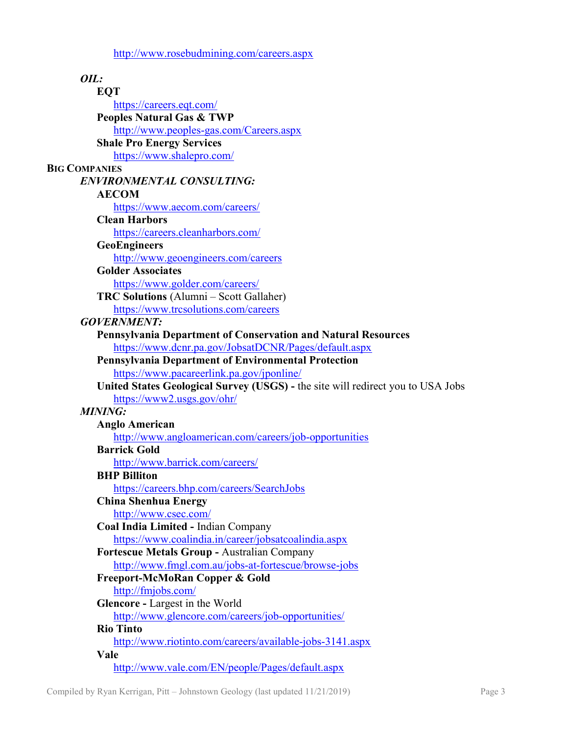http://www.rosebudmining.com/careers.aspx

*OIL:*

**EQT**
https://careers.eqt.com/

**Peoples Natural Gas & TWP**
http://www.peoples-gas.com/Careers.aspx

**Shale Pro Energy Services**
https://www.shalepro.com/

## BIG COMPANIES

*ENVIRONMENTAL CONSULTING:*

**AECOM**
https://www.aecom.com/careers/

**Clean Harbors**
https://careers.cleanharbors.com/

**GeoEngineers**
http://www.geoengineers.com/careers

**Golder Associates**
https://www.golder.com/careers/

**TRC Solutions** (Alumni – Scott Gallaher)
https://www.trcsolutions.com/careers

*GOVERNMENT:*

**Pennsylvania Department of Conservation and Natural Resources**
https://www.dcnr.pa.gov/JobsatDCNR/Pages/default.aspx

**Pennsylvania Department of Environmental Protection**
https://www.pacareerlink.pa.gov/jponline/

**United States Geological Survey (USGS) -** the site will redirect you to USA Jobs
https://www2.usgs.gov/ohr/

*MINING:*

**Anglo American**
http://www.angloamerican.com/careers/job-opportunities

**Barrick Gold**
http://www.barrick.com/careers/

**BHP Billiton**
https://careers.bhp.com/careers/SearchJobs

**China Shenhua Energy**
http://www.csec.com/

**Coal India Limited -** Indian Company
https://www.coalindia.in/career/jobsatcoalindia.aspx

**Fortescue Metals Group -** Australian Company
http://www.fmgl.com.au/jobs-at-fortescue/browse-jobs

**Freeport-McMoRan Copper & Gold**
http://fmjobs.com/

**Glencore -** Largest in the World
http://www.glencore.com/careers/job-opportunities/

**Rio Tinto**
http://www.riotinto.com/careers/available-jobs-3141.aspx

**Vale**
http://www.vale.com/EN/people/Pages/default.aspx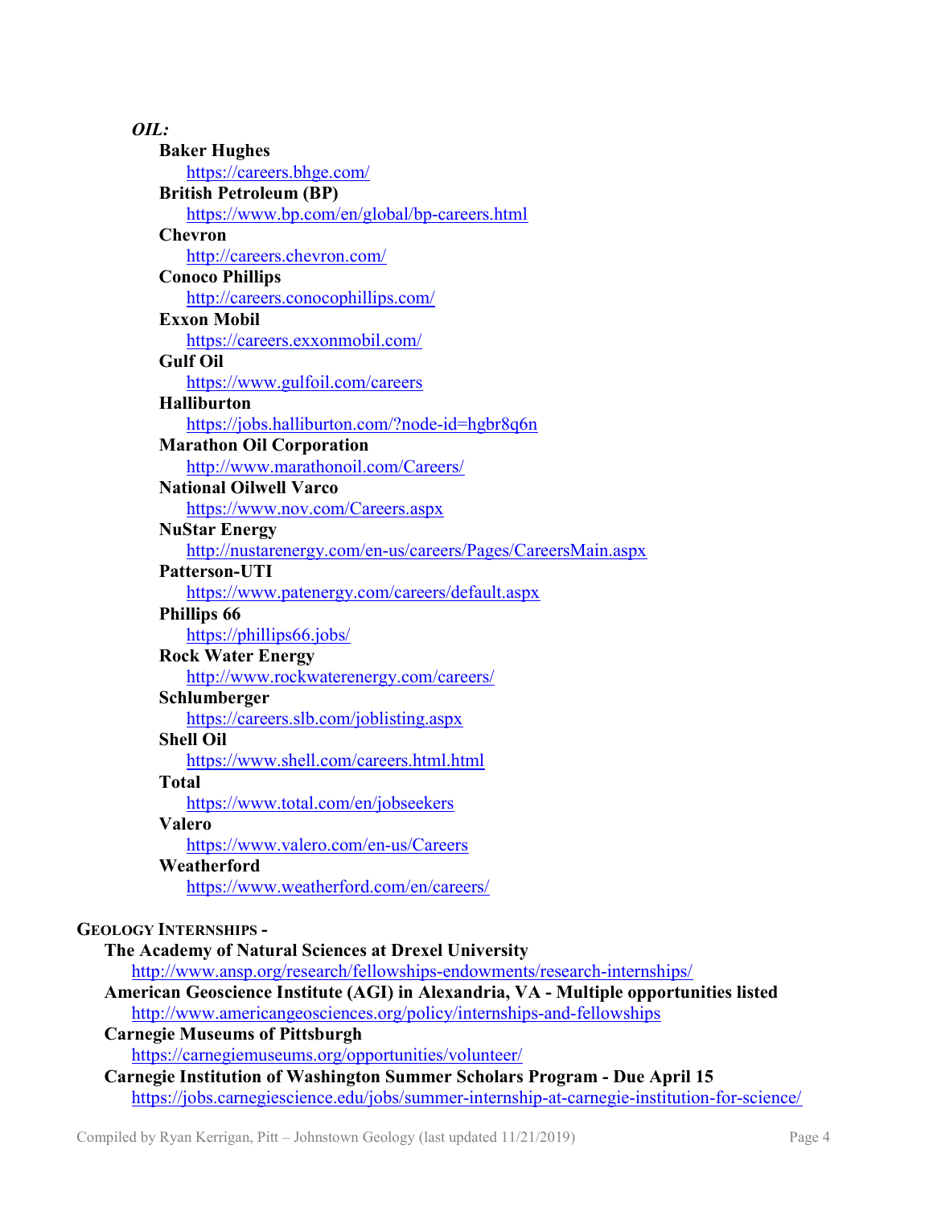*OIL:*

**Baker Hughes**
https://careers.bhge.com/

**British Petroleum (BP)**
https://www.bp.com/en/global/bp-careers.html

**Chevron**
http://careers.chevron.com/

**Conoco Phillips**
http://careers.conocophillips.com/

**Exxon Mobil**
https://careers.exxonmobil.com/

**Gulf Oil**
https://www.gulfoil.com/careers

**Halliburton**
https://jobs.halliburton.com/?node-id=hgbr8q6n

**Marathon Oil Corporation**
http://www.marathonoil.com/Careers/

**National Oilwell Varco**
https://www.nov.com/Careers.aspx

**NuStar Energy**
http://nustarenergy.com/en-us/careers/Pages/CareersMain.aspx

**Patterson-UTI**
https://www.patenergy.com/careers/default.aspx

**Phillips 66**
https://phillips66.jobs/

**Rock Water Energy**
http://www.rockwaterenergy.com/careers/

**Schlumberger**
https://careers.slb.com/joblisting.aspx

**Shell Oil**
https://www.shell.com/careers.html.html

**Total**
https://www.total.com/en/jobseekers

**Valero**
https://www.valero.com/en-us/Careers

**Weatherford**
https://www.weatherford.com/en/careers/

## GEOLOGY INTERNSHIPS -

**The Academy of Natural Sciences at Drexel University**
http://www.ansp.org/research/fellowships-endowments/research-internships/

**American Geoscience Institute (AGI) in Alexandria, VA - Multiple opportunities listed**
http://www.americangeosciences.org/policy/internships-and-fellowships

**Carnegie Museums of Pittsburgh**
https://carnegiemuseums.org/opportunities/volunteer/

**Carnegie Institution of Washington Summer Scholars Program - Due April 15**
https://jobs.carnegiescience.edu/jobs/summer-internship-at-carnegie-institution-for-science/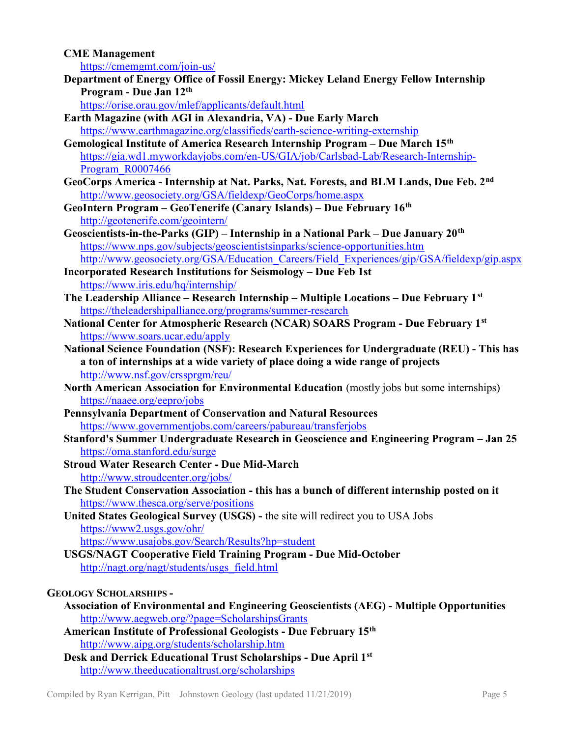**CME Management**
https://cmemgmt.com/join-us/

**Department of Energy Office of Fossil Energy: Mickey Leland Energy Fellow Internship Program - Due Jan 12th**
https://orise.orau.gov/mlef/applicants/default.html

**Earth Magazine (with AGI in Alexandria, VA) - Due Early March**
https://www.earthmagazine.org/classifieds/earth-science-writing-externship

**Gemological Institute of America Research Internship Program – Due March 15th**
https://gia.wd1.myworkdayjobs.com/en-US/GIA/job/Carlsbad-Lab/Research-Internship-Program_R0007466

**GeoCorps America - Internship at Nat. Parks, Nat. Forests, and BLM Lands, Due Feb. 2nd**
http://www.geosociety.org/GSA/fieldexp/GeoCorps/home.aspx

**GeoIntern Program – GeoTenerife (Canary Islands) – Due February 16th**
http://geotenerife.com/geointern/

**Geoscientists-in-the-Parks (GIP) – Internship in a National Park – Due January 20th**
https://www.nps.gov/subjects/geoscientistsinparks/science-opportunities.htm
http://www.geosociety.org/GSA/Education_Careers/Field_Experiences/gip/GSA/fieldexp/gip.aspx

**Incorporated Research Institutions for Seismology – Due Feb 1st**
https://www.iris.edu/hq/internship/

**The Leadership Alliance – Research Internship – Multiple Locations – Due February 1st**
https://theleadershipalliance.org/programs/summer-research

**National Center for Atmospheric Research (NCAR) SOARS Program - Due February 1st**
https://www.soars.ucar.edu/apply

**National Science Foundation (NSF): Research Experiences for Undergraduate (REU) - This has a ton of internships at a wide variety of place doing a wide range of projects**
http://www.nsf.gov/crssprgm/reu/

**North American Association for Environmental Education** (mostly jobs but some internships)
https://naaee.org/eepro/jobs

**Pennsylvania Department of Conservation and Natural Resources**
https://www.governmentjobs.com/careers/pabureau/transferjobs

**Stanford's Summer Undergraduate Research in Geoscience and Engineering Program – Jan 25**
https://oma.stanford.edu/surge

**Stroud Water Research Center - Due Mid-March**
http://www.stroudcenter.org/jobs/

**The Student Conservation Association - this has a bunch of different internship posted on it**
https://www.thesca.org/serve/positions

**United States Geological Survey (USGS) -** the site will redirect you to USA Jobs
https://www2.usgs.gov/ohr/
https://www.usajobs.gov/Search/Results?hp=student

**USGS/NAGT Cooperative Field Training Program - Due Mid-October**
http://nagt.org/nagt/students/usgs_field.html

## GEOLOGY SCHOLARSHIPS -

**Association of Environmental and Engineering Geoscientists (AEG) - Multiple Opportunities**
http://www.aegweb.org/?page=ScholarshipsGrants

**American Institute of Professional Geologists - Due February 15th**
http://www.aipg.org/students/scholarship.htm

**Desk and Derrick Educational Trust Scholarships - Due April 1st**
http://www.theeducationaltrust.org/scholarships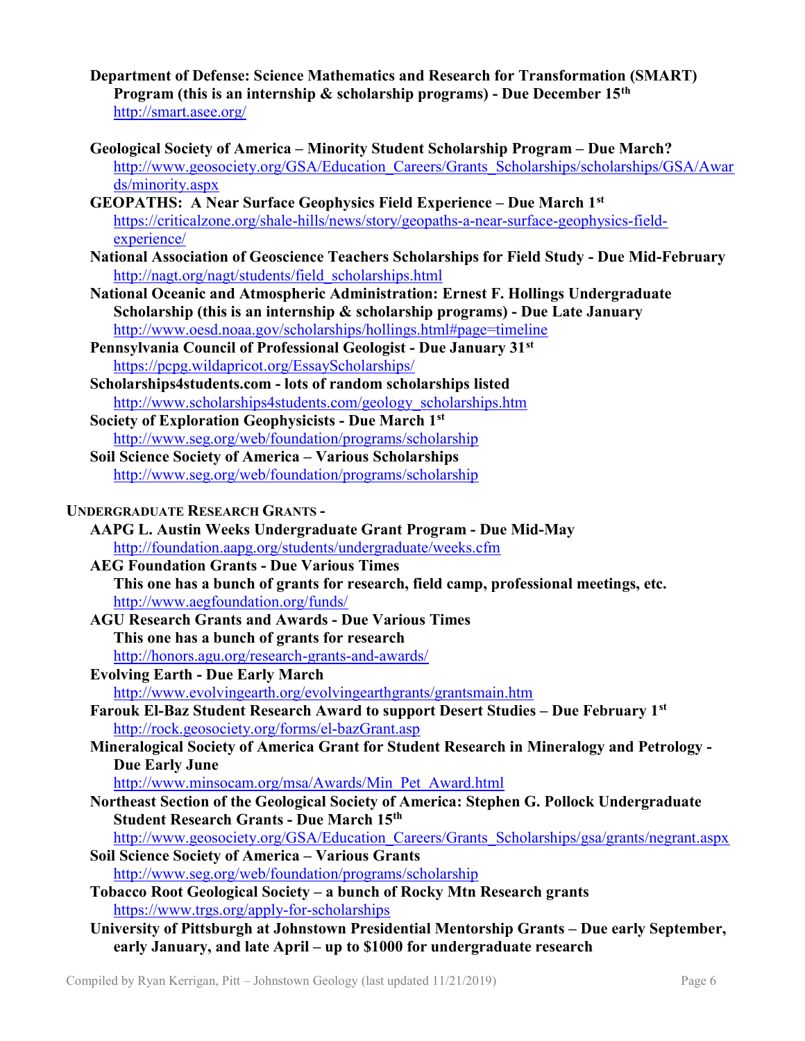**Department of Defense: Science Mathematics and Research for Transformation (SMART) Program (this is an internship & scholarship programs) - Due December 15th**
http://smart.asee.org/

**Geological Society of America – Minority Student Scholarship Program – Due March?**
http://www.geosociety.org/GSA/Education_Careers/Grants_Scholarships/scholarships/GSA/Awards/minority.aspx

**GEOPATHS: A Near Surface Geophysics Field Experience – Due March 1st**
https://criticalzone.org/shale-hills/news/story/geopaths-a-near-surface-geophysics-field-experience/

**National Association of Geoscience Teachers Scholarships for Field Study - Due Mid-February**
http://nagt.org/nagt/students/field_scholarships.html

**National Oceanic and Atmospheric Administration: Ernest F. Hollings Undergraduate Scholarship (this is an internship & scholarship programs) - Due Late January**
http://www.oesd.noaa.gov/scholarships/hollings.html#page=timeline

**Pennsylvania Council of Professional Geologist - Due January 31st**
https://pcpg.wildapricot.org/EssayScholarships/

**Scholarships4students.com - lots of random scholarships listed**
http://www.scholarships4students.com/geology_scholarships.htm

**Society of Exploration Geophysicists - Due March 1st**
http://www.seg.org/web/foundation/programs/scholarship

**Soil Science Society of America – Various Scholarships**
http://www.seg.org/web/foundation/programs/scholarship

## UNDERGRADUATE RESEARCH GRANTS -

**AAPG L. Austin Weeks Undergraduate Grant Program - Due Mid-May**
http://foundation.aapg.org/students/undergraduate/weeks.cfm

**AEG Foundation Grants - Due Various Times**
**This one has a bunch of grants for research, field camp, professional meetings, etc.**
http://www.aegfoundation.org/funds/

**AGU Research Grants and Awards - Due Various Times**
**This one has a bunch of grants for research**
http://honors.agu.org/research-grants-and-awards/

**Evolving Earth - Due Early March**
http://www.evolvingearth.org/evolvingearthgrants/grantsmain.htm

**Farouk El-Baz Student Research Award to support Desert Studies – Due February 1st**
http://rock.geosociety.org/forms/el-bazGrant.asp

**Mineralogical Society of America Grant for Student Research in Mineralogy and Petrology - Due Early June**
http://www.minsocam.org/msa/Awards/Min_Pet_Award.html

**Northeast Section of the Geological Society of America: Stephen G. Pollock Undergraduate Student Research Grants - Due March 15th**
http://www.geosociety.org/GSA/Education_Careers/Grants_Scholarships/gsa/grants/negrant.aspx

**Soil Science Society of America – Various Grants**
http://www.seg.org/web/foundation/programs/scholarship

**Tobacco Root Geological Society – a bunch of Rocky Mtn Research grants**
https://www.trgs.org/apply-for-scholarships

**University of Pittsburgh at Johnstown Presidential Mentorship Grants – Due early September, early January, and late April – up to $1000 for undergraduate research**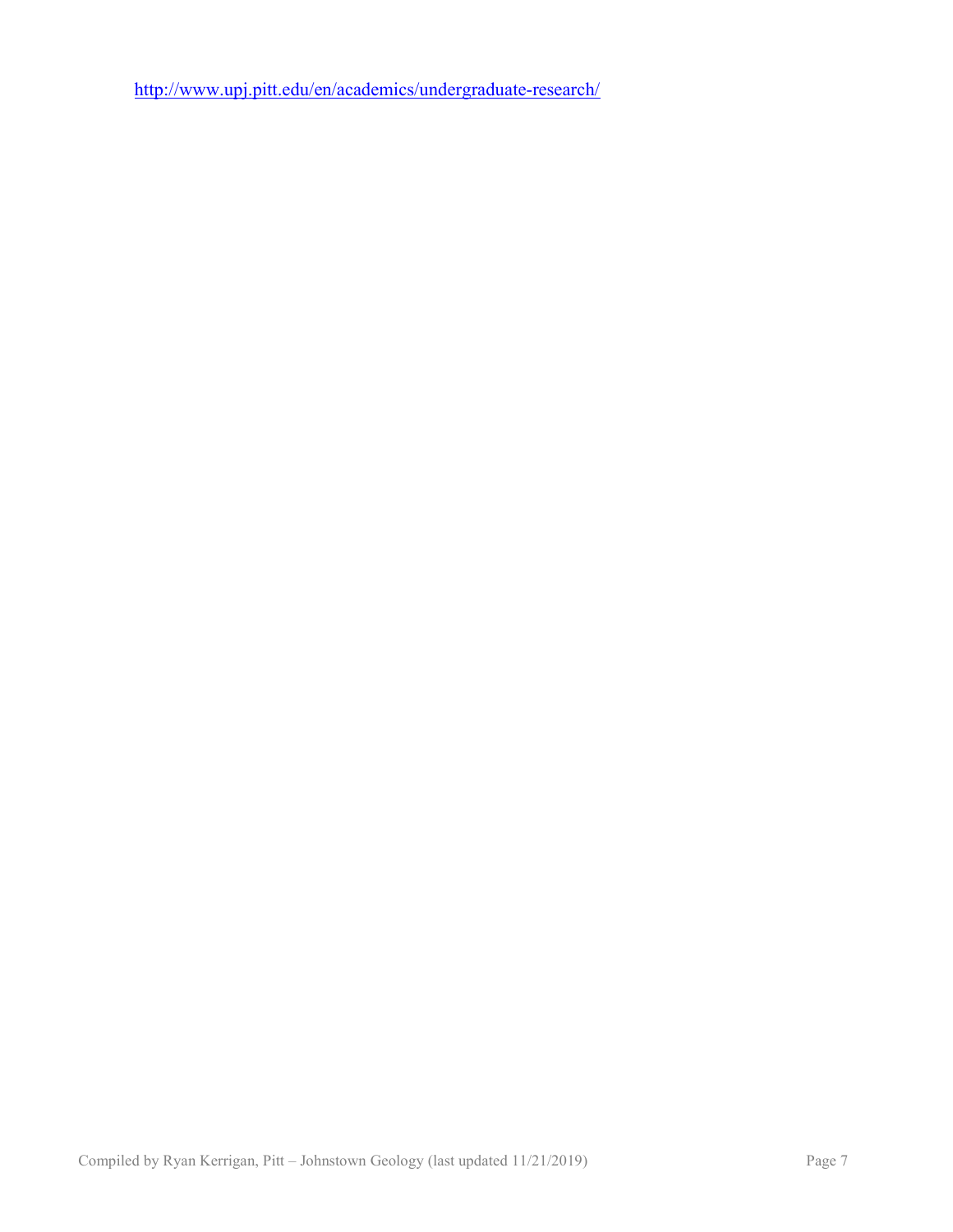http://www.upj.pitt.edu/en/academics/undergraduate-research/